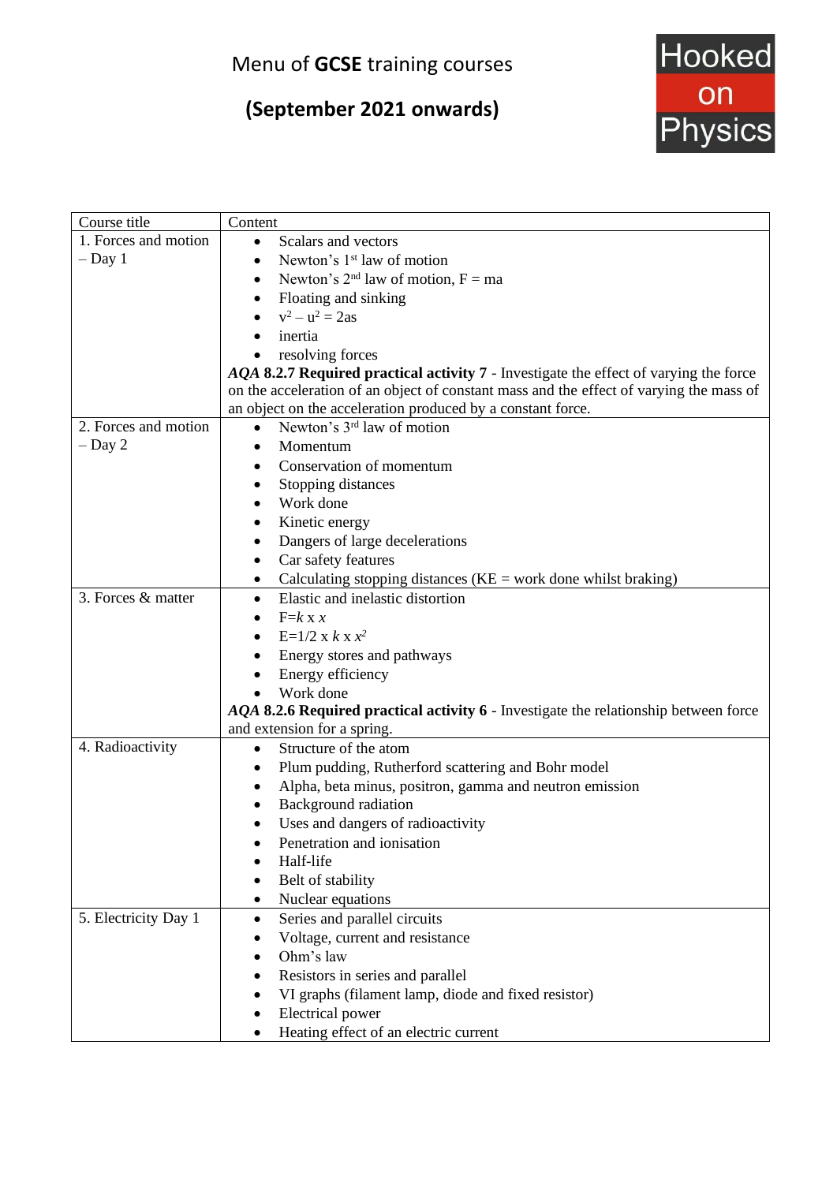# Menu of **GCSE** training courses

## (September 2021 onwards)

Hooked on Physics

| Course title | Content |
|---|---|
| 1. Forces and motion – Day 1 | • Scalars and vectors<br>• Newton's 1st law of motion<br>• Newton's 2nd law of motion, F = ma<br>• Floating and sinking<br>• $v^2 - u^2 = 2as$<br>• inertia<br>• resolving forces<br>*AQA* **8.2.7 Required practical activity 7** - Investigate the effect of varying the force on the acceleration of an object of constant mass and the effect of varying the mass of an object on the acceleration produced by a constant force. |
| 2. Forces and motion – Day 2 | • Newton's 3rd law of motion<br>• Momentum<br>• Conservation of momentum<br>• Stopping distances<br>• Work done<br>• Kinetic energy<br>• Dangers of large decelerations<br>• Car safety features<br>• Calculating stopping distances (KE = work done whilst braking) |
| 3. Forces & matter | • Elastic and inelastic distortion<br>• $F = k \times x$<br>• $E = 1/2 \times k \times x^2$<br>• Energy stores and pathways<br>• Energy efficiency<br>• Work done<br>*AQA* **8.2.6 Required practical activity 6** - Investigate the relationship between force and extension for a spring. |
| 4. Radioactivity | • Structure of the atom<br>• Plum pudding, Rutherford scattering and Bohr model<br>• Alpha, beta minus, positron, gamma and neutron emission<br>• Background radiation<br>• Uses and dangers of radioactivity<br>• Penetration and ionisation<br>• Half-life<br>• Belt of stability<br>• Nuclear equations |
| 5. Electricity Day 1 | • Series and parallel circuits<br>• Voltage, current and resistance<br>• Ohm's law<br>• Resistors in series and parallel<br>• VI graphs (filament lamp, diode and fixed resistor)<br>• Electrical power<br>• Heating effect of an electric current |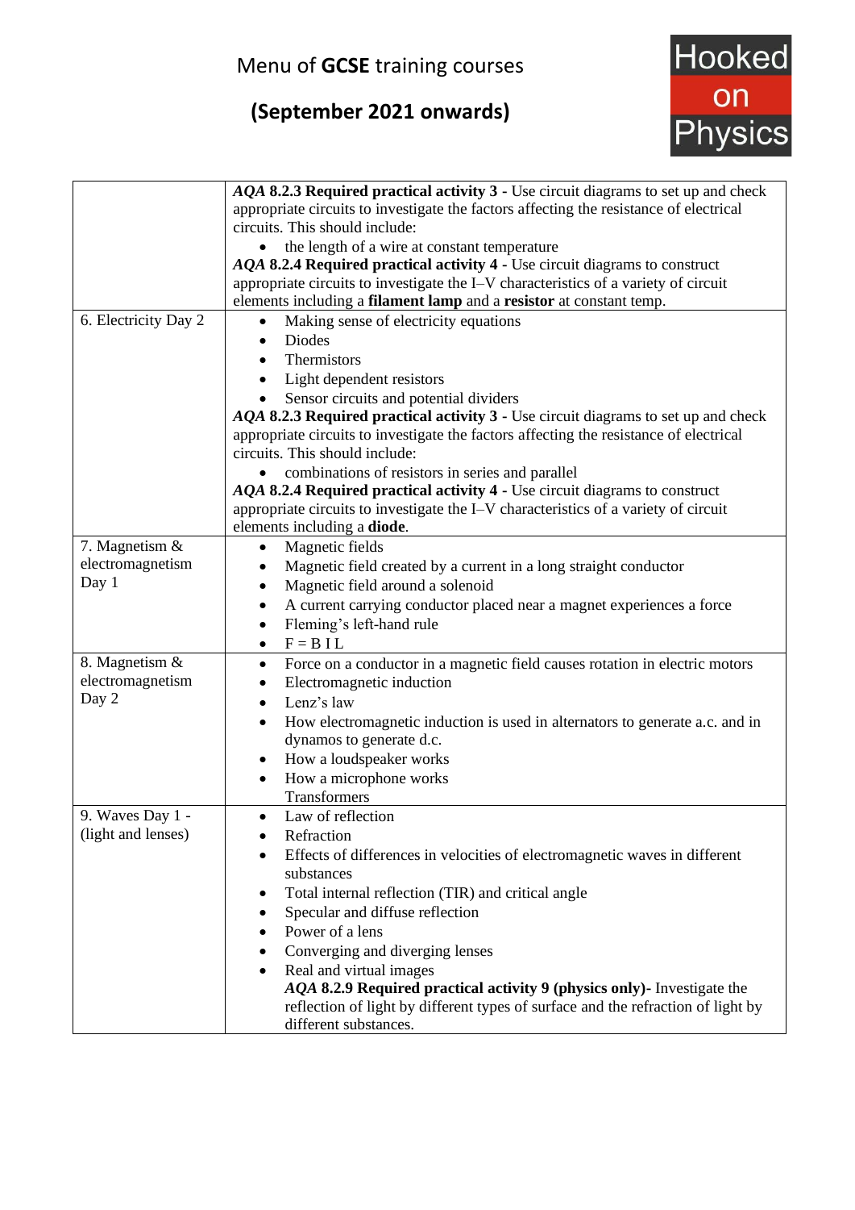# Menu of **GCSE** training courses

## (September 2021 onwards)

Hooked on Physics

| | |
|---|---|
| | ***AQA* 8.2.3 Required practical activity 3** - Use circuit diagrams to set up and check appropriate circuits to investigate the factors affecting the resistance of electrical circuits. This should include:<br>• the length of a wire at constant temperature<br>***AQA* 8.2.4 Required practical activity 4** - Use circuit diagrams to construct appropriate circuits to investigate the I–V characteristics of a variety of circuit elements including a **filament lamp** and a **resistor** at constant temp. |
| 6. Electricity Day 2 | • Making sense of electricity equations<br>• Diodes<br>• Thermistors<br>• Light dependent resistors<br>• Sensor circuits and potential dividers<br>***AQA* 8.2.3 Required practical activity 3** - Use circuit diagrams to set up and check appropriate circuits to investigate the factors affecting the resistance of electrical circuits. This should include:<br>• combinations of resistors in series and parallel<br>***AQA* 8.2.4 Required practical activity 4** - Use circuit diagrams to construct appropriate circuits to investigate the I–V characteristics of a variety of circuit elements including a **diode**. |
| 7. Magnetism & electromagnetism Day 1 | • Magnetic fields<br>• Magnetic field created by a current in a long straight conductor<br>• Magnetic field around a solenoid<br>• A current carrying conductor placed near a magnet experiences a force<br>• Fleming's left-hand rule<br>• $F = B I L$ |
| 8. Magnetism & electromagnetism Day 2 | • Force on a conductor in a magnetic field causes rotation in electric motors<br>• Electromagnetic induction<br>• Lenz's law<br>• How electromagnetic induction is used in alternators to generate a.c. and in dynamos to generate d.c.<br>• How a loudspeaker works<br>• How a microphone works<br>Transformers |
| 9. Waves Day 1 - (light and lenses) | • Law of reflection<br>• Refraction<br>• Effects of differences in velocities of electromagnetic waves in different substances<br>• Total internal reflection (TIR) and critical angle<br>• Specular and diffuse reflection<br>• Power of a lens<br>• Converging and diverging lenses<br>• Real and virtual images<br>***AQA* 8.2.9 Required practical activity 9 (physics only)**- Investigate the reflection of light by different types of surface and the refraction of light by different substances. |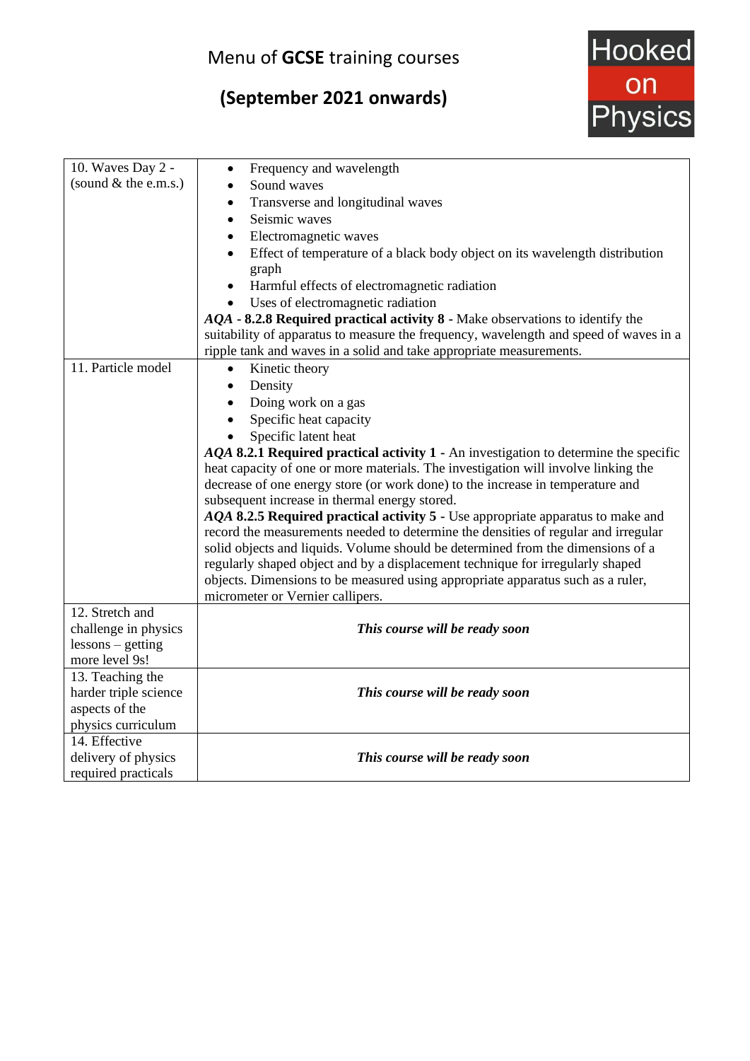Menu of **GCSE** training courses

**(September 2021 onwards)**

Hooked on Physics

| | |
|---|---|
| 10. Waves Day 2 - (sound & the e.m.s.) | • Frequency and wavelength<br>• Sound waves<br>• Transverse and longitudinal waves<br>• Seismic waves<br>• Electromagnetic waves<br>• Effect of temperature of a black body object on its wavelength distribution graph<br>• Harmful effects of electromagnetic radiation<br>• Uses of electromagnetic radiation<br>***AQA* - 8.2.8 Required practical activity 8 -** Make observations to identify the suitability of apparatus to measure the frequency, wavelength and speed of waves in a ripple tank and waves in a solid and take appropriate measurements. |
| 11. Particle model | • Kinetic theory<br>• Density<br>• Doing work on a gas<br>• Specific heat capacity<br>• Specific latent heat<br>***AQA* 8.2.1 Required practical activity 1 -** An investigation to determine the specific heat capacity of one or more materials. The investigation will involve linking the decrease of one energy store (or work done) to the increase in temperature and subsequent increase in thermal energy stored.<br>***AQA* 8.2.5 Required practical activity 5 -** Use appropriate apparatus to make and record the measurements needed to determine the densities of regular and irregular solid objects and liquids. Volume should be determined from the dimensions of a regularly shaped object and by a displacement technique for irregularly shaped objects. Dimensions to be measured using appropriate apparatus such as a ruler, micrometer or Vernier callipers. |
| 12. Stretch and challenge in physics lessons – getting more level 9s! | ***This course will be ready soon*** |
| 13. Teaching the harder triple science aspects of the physics curriculum | ***This course will be ready soon*** |
| 14. Effective delivery of physics required practicals | ***This course will be ready soon*** |